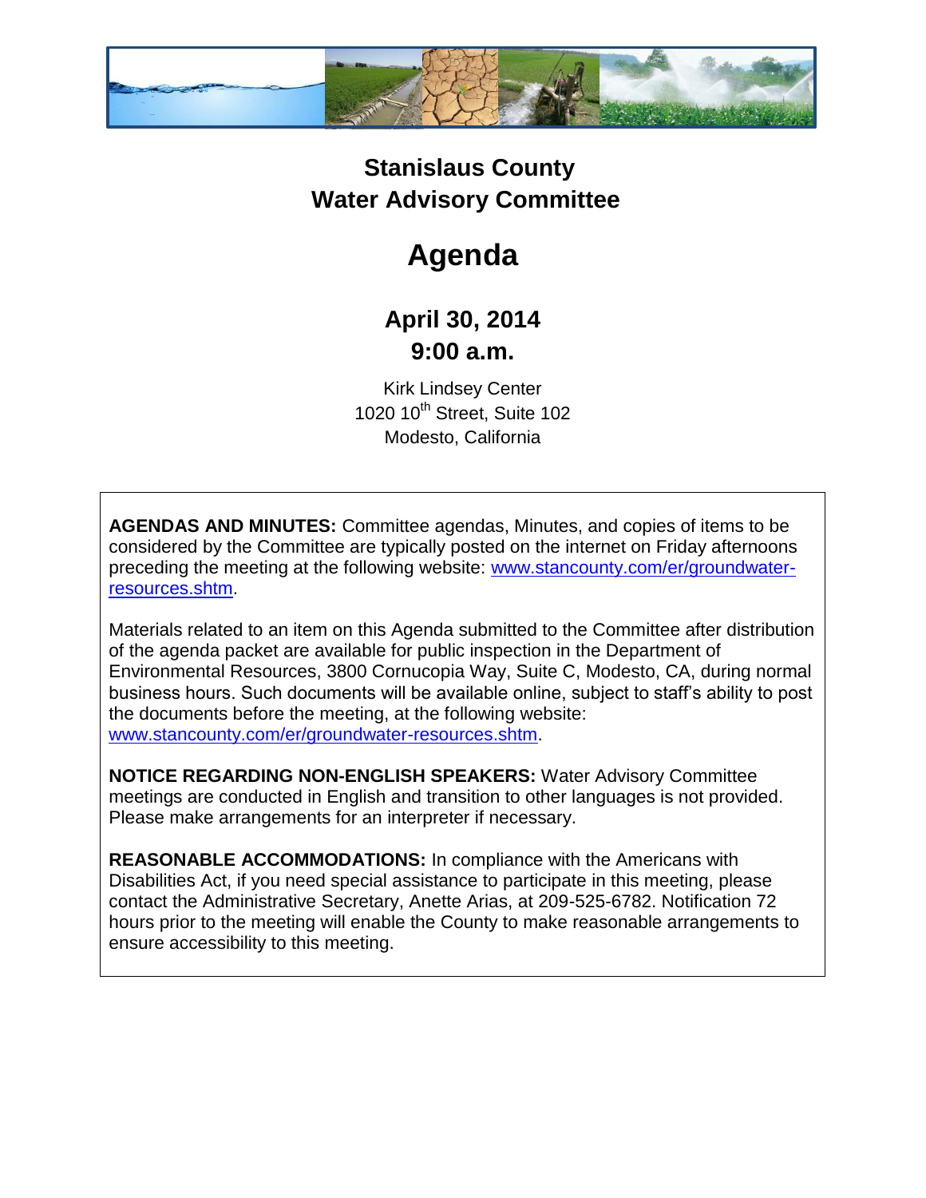# Stanislaus County
# Water Advisory Committee

# Agenda

## April 30, 2014
## 9:00 a.m.

Kirk Lindsey Center
1020 10th Street, Suite 102
Modesto, California

**AGENDAS AND MINUTES:** Committee agendas, Minutes, and copies of items to be considered by the Committee are typically posted on the internet on Friday afternoons preceding the meeting at the following website: [www.stancounty.com/er/groundwater-resources.shtm](www.stancounty.com/er/groundwater-resources.shtm).

Materials related to an item on this Agenda submitted to the Committee after distribution of the agenda packet are available for public inspection in the Department of Environmental Resources, 3800 Cornucopia Way, Suite C, Modesto, CA, during normal business hours. Such documents will be available online, subject to staff's ability to post the documents before the meeting, at the following website: [www.stancounty.com/er/groundwater-resources.shtm](www.stancounty.com/er/groundwater-resources.shtm).

**NOTICE REGARDING NON-ENGLISH SPEAKERS:** Water Advisory Committee meetings are conducted in English and transition to other languages is not provided. Please make arrangements for an interpreter if necessary.

**REASONABLE ACCOMMODATIONS:** In compliance with the Americans with Disabilities Act, if you need special assistance to participate in this meeting, please contact the Administrative Secretary, Anette Arias, at 209-525-6782. Notification 72 hours prior to the meeting will enable the County to make reasonable arrangements to ensure accessibility to this meeting.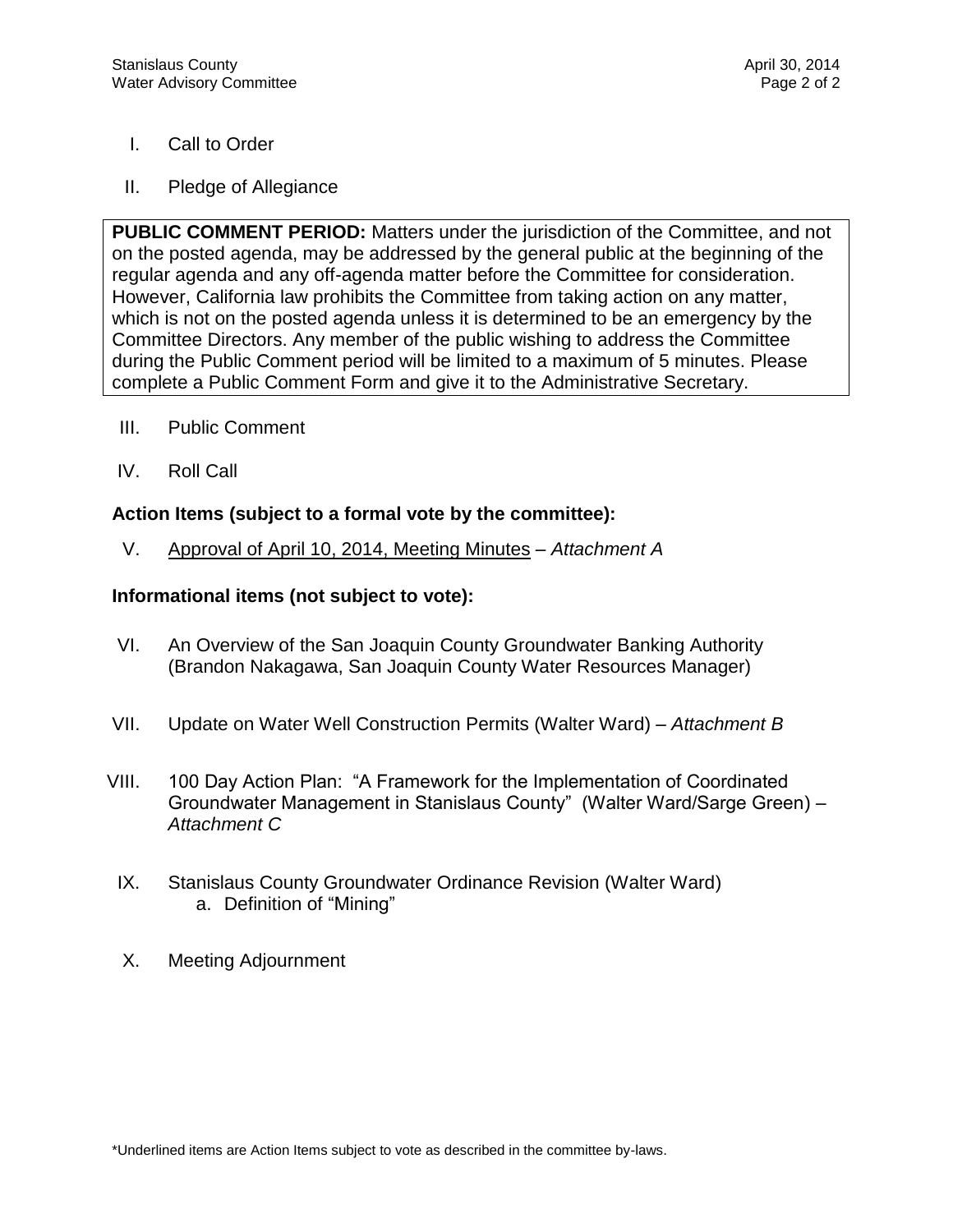I. Call to Order

II. Pledge of Allegiance

**PUBLIC COMMENT PERIOD:** Matters under the jurisdiction of the Committee, and not on the posted agenda, may be addressed by the general public at the beginning of the regular agenda and any off-agenda matter before the Committee for consideration. However, California law prohibits the Committee from taking action on any matter, which is not on the posted agenda unless it is determined to be an emergency by the Committee Directors. Any member of the public wishing to address the Committee during the Public Comment period will be limited to a maximum of 5 minutes. Please complete a Public Comment Form and give it to the Administrative Secretary.

III. Public Comment

IV. Roll Call

**Action Items (subject to a formal vote by the committee):**

V. <u>Approval of April 10, 2014, Meeting Minutes</u> – *Attachment A*

**Informational items (not subject to vote):**

VI. An Overview of the San Joaquin County Groundwater Banking Authority (Brandon Nakagawa, San Joaquin County Water Resources Manager)

VII. Update on Water Well Construction Permits (Walter Ward) – *Attachment B*

VIII. 100 Day Action Plan: "A Framework for the Implementation of Coordinated Groundwater Management in Stanislaus County" (Walter Ward/Sarge Green) – *Attachment C*

IX. Stanislaus County Groundwater Ordinance Revision (Walter Ward)
   a. Definition of "Mining"

X. Meeting Adjournment

*Underlined items are Action Items subject to vote as described in the committee by-laws.